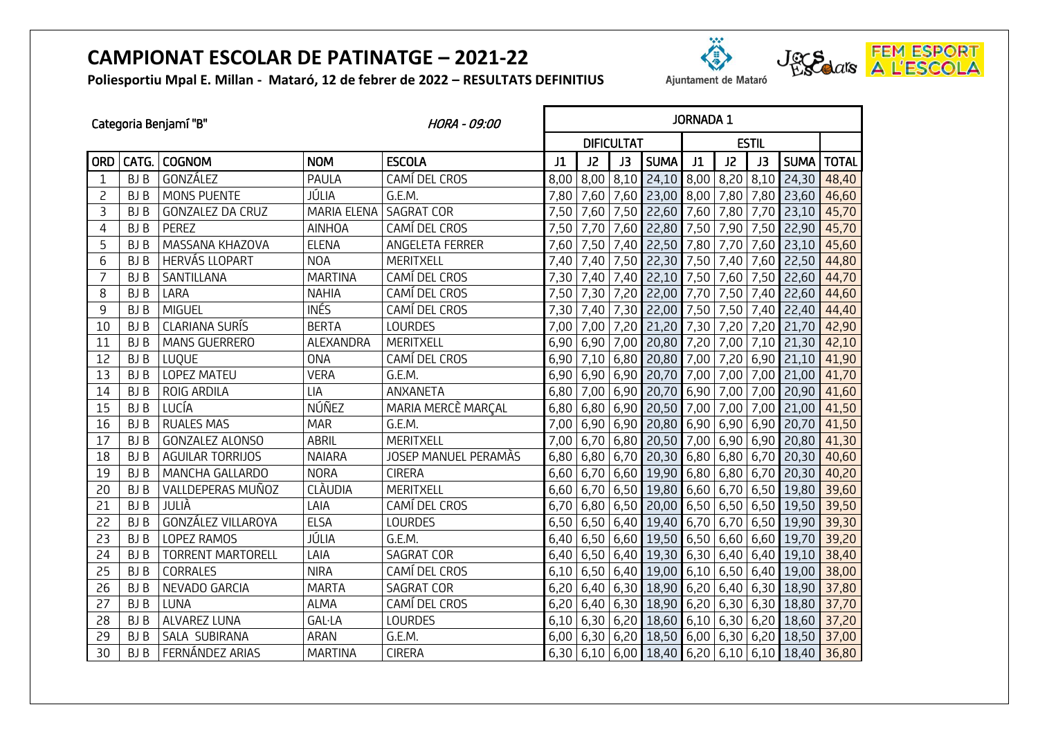# CAMPIONAT ESCOLAR DE PATINATGE – 2021-22

**Poliesportiu Mpal E. Millan - Mataró, 12 de febrer de 2022 – RESULTATS DEFINITIUS**

Ajuntament de Mataró

FEM ESPORT A L'ESCOLA

Categoria Benjamí "B" *HORA - 09:00*

| | | | | | JORNADA 1 | | | | | | | | |
|---|---|---|---|---|---|---|---|---|---|---|---|---|---|
| | | | | | DIFICULTAT | | | | ESTIL | | | | |
| ORD | CATG. | COGNOM | NOM | ESCOLA | J1 | J2 | J3 | SUMA | J1 | J2 | J3 | SUMA | TOTAL |
| 1 | BJ B | GONZÁLEZ | PAULA | CAMÍ DEL CROS | 8,00 | 8,00 | 8,10 | 24,10 | 8,00 | 8,20 | 8,10 | 24,30 | 48,40 |
| 2 | BJ B | MONS PUENTE | JÚLIA | G.E.M. | 7,80 | 7,60 | 7,60 | 23,00 | 8,00 | 7,80 | 7,80 | 23,60 | 46,60 |
| 3 | BJ B | GONZALEZ DA CRUZ | MARIA ELENA | SAGRAT COR | 7,50 | 7,60 | 7,50 | 22,60 | 7,60 | 7,80 | 7,70 | 23,10 | 45,70 |
| 4 | BJ B | PEREZ | AINHOA | CAMÍ DEL CROS | 7,50 | 7,70 | 7,60 | 22,80 | 7,50 | 7,90 | 7,50 | 22,90 | 45,70 |
| 5 | BJ B | MASSANA KHAZOVA | ELENA | ANGELETA FERRER | 7,60 | 7,50 | 7,40 | 22,50 | 7,80 | 7,70 | 7,60 | 23,10 | 45,60 |
| 6 | BJ B | HERVÁS LLOPART | NOA | MERITXELL | 7,40 | 7,40 | 7,50 | 22,30 | 7,50 | 7,40 | 7,60 | 22,50 | 44,80 |
| 7 | BJ B | SANTILLANA | MARTINA | CAMÍ DEL CROS | 7,30 | 7,40 | 7,40 | 22,10 | 7,50 | 7,60 | 7,50 | 22,60 | 44,70 |
| 8 | BJ B | LARA | NAHIA | CAMÍ DEL CROS | 7,50 | 7,30 | 7,20 | 22,00 | 7,70 | 7,50 | 7,40 | 22,60 | 44,60 |
| 9 | BJ B | MIGUEL | INÉS | CAMÍ DEL CROS | 7,30 | 7,40 | 7,30 | 22,00 | 7,50 | 7,50 | 7,40 | 22,40 | 44,40 |
| 10 | BJ B | CLARIANA SURÍS | BERTA | LOURDES | 7,00 | 7,00 | 7,20 | 21,20 | 7,30 | 7,20 | 7,20 | 21,70 | 42,90 |
| 11 | BJ B | MANS GUERRERO | ALEXANDRA | MERITXELL | 6,90 | 6,90 | 7,00 | 20,80 | 7,20 | 7,00 | 7,10 | 21,30 | 42,10 |
| 12 | BJ B | LUQUE | ONA | CAMÍ DEL CROS | 6,90 | 7,10 | 6,80 | 20,80 | 7,00 | 7,20 | 6,90 | 21,10 | 41,90 |
| 13 | BJ B | LOPEZ MATEU | VERA | G.E.M. | 6,90 | 6,90 | 6,90 | 20,70 | 7,00 | 7,00 | 7,00 | 21,00 | 41,70 |
| 14 | BJ B | ROIG ARDILA | LIA | ANXANETA | 6,80 | 7,00 | 6,90 | 20,70 | 6,90 | 7,00 | 7,00 | 20,90 | 41,60 |
| 15 | BJ B | LUCÍA | NÚÑEZ | MARIA MERCÈ MARÇAL | 6,80 | 6,80 | 6,90 | 20,50 | 7,00 | 7,00 | 7,00 | 21,00 | 41,50 |
| 16 | BJ B | RUALES MAS | MAR | G.E.M. | 7,00 | 6,90 | 6,90 | 20,80 | 6,90 | 6,90 | 6,90 | 20,70 | 41,50 |
| 17 | BJ B | GONZALEZ ALONSO | ABRIL | MERITXELL | 7,00 | 6,70 | 6,80 | 20,50 | 7,00 | 6,90 | 6,90 | 20,80 | 41,30 |
| 18 | BJ B | AGUILAR TORRIJOS | NAIARA | JOSEP MANUEL PERAMÀS | 6,80 | 6,80 | 6,70 | 20,30 | 6,80 | 6,80 | 6,70 | 20,30 | 40,60 |
| 19 | BJ B | MANCHA GALLARDO | NORA | CIRERA | 6,60 | 6,70 | 6,60 | 19,90 | 6,80 | 6,80 | 6,70 | 20,30 | 40,20 |
| 20 | BJ B | VALLDEPERAS MUÑOZ | CLÀUDIA | MERITXELL | 6,60 | 6,70 | 6,50 | 19,80 | 6,60 | 6,70 | 6,50 | 19,80 | 39,60 |
| 21 | BJ B | JULIÀ | LAIA | CAMÍ DEL CROS | 6,70 | 6,80 | 6,50 | 20,00 | 6,50 | 6,50 | 6,50 | 19,50 | 39,50 |
| 22 | BJ B | GONZÁLEZ VILLAROYA | ELSA | LOURDES | 6,50 | 6,50 | 6,40 | 19,40 | 6,70 | 6,70 | 6,50 | 19,90 | 39,30 |
| 23 | BJ B | LOPEZ RAMOS | JÚLIA | G.E.M. | 6,40 | 6,50 | 6,60 | 19,50 | 6,50 | 6,60 | 6,60 | 19,70 | 39,20 |
| 24 | BJ B | TORRENT MARTORELL | LAIA | SAGRAT COR | 6,40 | 6,50 | 6,40 | 19,30 | 6,30 | 6,40 | 6,40 | 19,10 | 38,40 |
| 25 | BJ B | CORRALES | NIRA | CAMÍ DEL CROS | 6,10 | 6,50 | 6,40 | 19,00 | 6,10 | 6,50 | 6,40 | 19,00 | 38,00 |
| 26 | BJ B | NEVADO GARCIA | MARTA | SAGRAT COR | 6,20 | 6,40 | 6,30 | 18,90 | 6,20 | 6,40 | 6,30 | 18,90 | 37,80 |
| 27 | BJ B | LUNA | ALMA | CAMÍ DEL CROS | 6,20 | 6,40 | 6,30 | 18,90 | 6,20 | 6,30 | 6,30 | 18,80 | 37,70 |
| 28 | BJ B | ALVAREZ LUNA | GAL·LA | LOURDES | 6,10 | 6,30 | 6,20 | 18,60 | 6,10 | 6,30 | 6,20 | 18,60 | 37,20 |
| 29 | BJ B | SALA SUBIRANA | ARAN | G.E.M. | 6,00 | 6,30 | 6,20 | 18,50 | 6,00 | 6,30 | 6,20 | 18,50 | 37,00 |
| 30 | BJ B | FERNÁNDEZ ARIAS | MARTINA | CIRERA | 6,30 | 6,10 | 6,00 | 18,40 | 6,20 | 6,10 | 6,10 | 18,40 | 36,80 |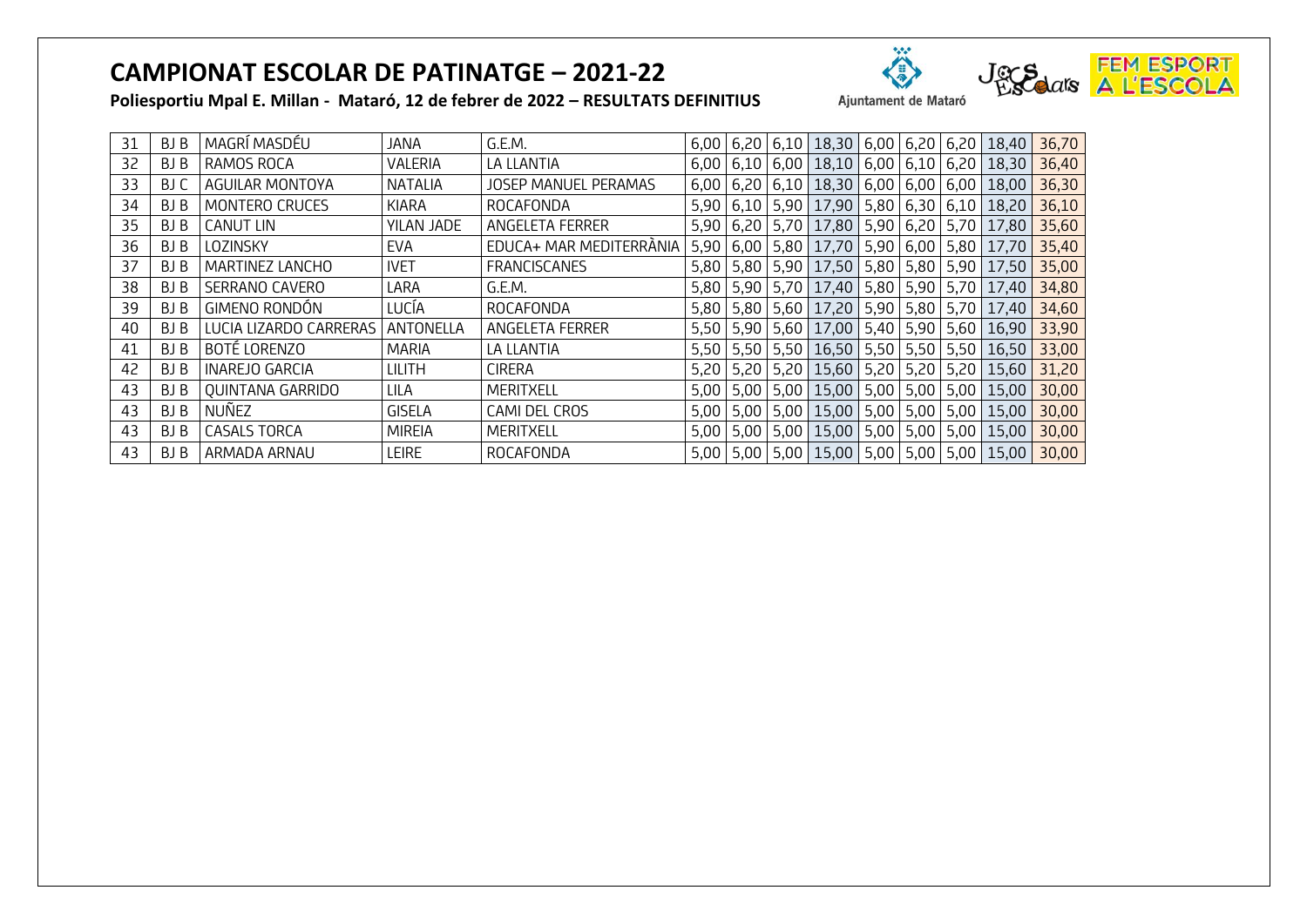# CAMPIONAT ESCOLAR DE PATINATGE – 2021-22

**Poliesportiu Mpal E. Millan - Mataró, 12 de febrer de 2022 – RESULTATS DEFINITIUS**

Ajuntament de Mataró

FEM ESPORT A L'ESCOLA

| | | | | | | | | | | | | | |
|---|---|---|---|---|---|---|---|---|---|---|---|---|---|
| 31 | BJ B | MAGRÍ MASDÉU | JANA | G.E.M. | 6,00 | 6,20 | 6,10 | 18,30 | 6,00 | 6,20 | 6,20 | 18,40 | 36,70 |
| 32 | BJ B | RAMOS ROCA | VALERIA | LA LLANTIA | 6,00 | 6,10 | 6,00 | 18,10 | 6,00 | 6,10 | 6,20 | 18,30 | 36,40 |
| 33 | BJ C | AGUILAR MONTOYA | NATALIA | JOSEP MANUEL PERAMAS | 6,00 | 6,20 | 6,10 | 18,30 | 6,00 | 6,00 | 6,00 | 18,00 | 36,30 |
| 34 | BJ B | MONTERO CRUCES | KIARA | ROCAFONDA | 5,90 | 6,10 | 5,90 | 17,90 | 5,80 | 6,30 | 6,10 | 18,20 | 36,10 |
| 35 | BJ B | CANUT LIN | YILAN JADE | ANGELETA FERRER | 5,90 | 6,20 | 5,70 | 17,80 | 5,90 | 6,20 | 5,70 | 17,80 | 35,60 |
| 36 | BJ B | LOZINSKY | EVA | EDUCA+ MAR MEDITERRÀNIA | 5,90 | 6,00 | 5,80 | 17,70 | 5,90 | 6,00 | 5,80 | 17,70 | 35,40 |
| 37 | BJ B | MARTINEZ LANCHO | IVET | FRANCISCANES | 5,80 | 5,80 | 5,90 | 17,50 | 5,80 | 5,80 | 5,90 | 17,50 | 35,00 |
| 38 | BJ B | SERRANO CAVERO | LARA | G.E.M. | 5,80 | 5,90 | 5,70 | 17,40 | 5,80 | 5,90 | 5,70 | 17,40 | 34,80 |
| 39 | BJ B | GIMENO RONDÓN | LUCÍA | ROCAFONDA | 5,80 | 5,80 | 5,60 | 17,20 | 5,90 | 5,80 | 5,70 | 17,40 | 34,60 |
| 40 | BJ B | LUCIA LIZARDO CARRERAS | ANTONELLA | ANGELETA FERRER | 5,50 | 5,90 | 5,60 | 17,00 | 5,40 | 5,90 | 5,60 | 16,90 | 33,90 |
| 41 | BJ B | BOTÉ LORENZO | MARIA | LA LLANTIA | 5,50 | 5,50 | 5,50 | 16,50 | 5,50 | 5,50 | 5,50 | 16,50 | 33,00 |
| 42 | BJ B | INAREJO GARCIA | LILITH | CIRERA | 5,20 | 5,20 | 5,20 | 15,60 | 5,20 | 5,20 | 5,20 | 15,60 | 31,20 |
| 43 | BJ B | QUINTANA GARRIDO | LILA | MERITXELL | 5,00 | 5,00 | 5,00 | 15,00 | 5,00 | 5,00 | 5,00 | 15,00 | 30,00 |
| 43 | BJ B | NUÑEZ | GISELA | CAMI DEL CROS | 5,00 | 5,00 | 5,00 | 15,00 | 5,00 | 5,00 | 5,00 | 15,00 | 30,00 |
| 43 | BJ B | CASALS TORCA | MIREIA | MERITXELL | 5,00 | 5,00 | 5,00 | 15,00 | 5,00 | 5,00 | 5,00 | 15,00 | 30,00 |
| 43 | BJ B | ARMADA ARNAU | LEIRE | ROCAFONDA | 5,00 | 5,00 | 5,00 | 15,00 | 5,00 | 5,00 | 5,00 | 15,00 | 30,00 |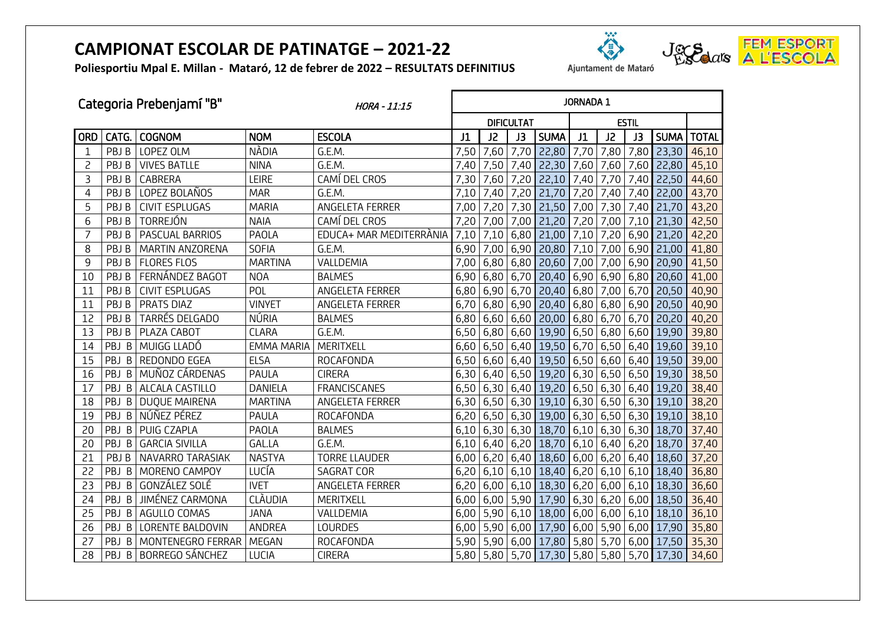# CAMPIONAT ESCOLAR DE PATINATGE – 2021-22

**Poliesportiu Mpal E. Millan - Mataró, 12 de febrer de 2022 – RESULTATS DEFINITIUS**

Ajuntament de Mataró

## Categoria Prebenjamí "B"

*HORA - 11:15*

| | | | | | JORNADA 1 | | | | | | | | |
|---|---|---|---|---|---|---|---|---|---|---|---|---|---|
| | | | | | DIFICULTAT | | | | ESTIL | | | | |
| ORD | CATG. | COGNOM | NOM | ESCOLA | J1 | J2 | J3 | SUMA | J1 | J2 | J3 | SUMA | TOTAL |
| 1 | PBJ B | LOPEZ OLM | NÀDIA | G.E.M. | 7,50 | 7,60 | 7,70 | 22,80 | 7,70 | 7,80 | 7,80 | 23,30 | 46,10 |
| 2 | PBJ B | VIVES BATLLE | NINA | G.E.M. | 7,40 | 7,50 | 7,40 | 22,30 | 7,60 | 7,60 | 7,60 | 22,80 | 45,10 |
| 3 | PBJ B | CABRERA | LEIRE | CAMÍ DEL CROS | 7,30 | 7,60 | 7,20 | 22,10 | 7,40 | 7,70 | 7,40 | 22,50 | 44,60 |
| 4 | PBJ B | LOPEZ BOLAÑOS | MAR | G.E.M. | 7,10 | 7,40 | 7,20 | 21,70 | 7,20 | 7,40 | 7,40 | 22,00 | 43,70 |
| 5 | PBJ B | CIVIT ESPLUGAS | MARIA | ANGELETA FERRER | 7,00 | 7,20 | 7,30 | 21,50 | 7,00 | 7,30 | 7,40 | 21,70 | 43,20 |
| 6 | PBJ B | TORREJÓN | NAIA | CAMÍ DEL CROS | 7,20 | 7,00 | 7,00 | 21,20 | 7,20 | 7,00 | 7,10 | 21,30 | 42,50 |
| 7 | PBJ B | PASCUAL BARRIOS | PAOLA | EDUCA+ MAR MEDITERRÀNIA | 7,10 | 7,10 | 6,80 | 21,00 | 7,10 | 7,20 | 6,90 | 21,20 | 42,20 |
| 8 | PBJ B | MARTIN ANZORENA | SOFIA | G.E.M. | 6,90 | 7,00 | 6,90 | 20,80 | 7,10 | 7,00 | 6,90 | 21,00 | 41,80 |
| 9 | PBJ B | FLORES FLOS | MARTINA | VALLDEMIA | 7,00 | 6,80 | 6,80 | 20,60 | 7,00 | 7,00 | 6,90 | 20,90 | 41,50 |
| 10 | PBJ B | FERNÁNDEZ BAGOT | NOA | BALMES | 6,90 | 6,80 | 6,70 | 20,40 | 6,90 | 6,90 | 6,80 | 20,60 | 41,00 |
| 11 | PBJ B | CIVIT ESPLUGAS | POL | ANGELETA FERRER | 6,80 | 6,90 | 6,70 | 20,40 | 6,80 | 7,00 | 6,70 | 20,50 | 40,90 |
| 11 | PBJ B | PRATS DIAZ | VINYET | ANGELETA FERRER | 6,70 | 6,80 | 6,90 | 20,40 | 6,80 | 6,80 | 6,90 | 20,50 | 40,90 |
| 12 | PBJ B | TARRÉS DELGADO | NÚRIA | BALMES | 6,80 | 6,60 | 6,60 | 20,00 | 6,80 | 6,70 | 6,70 | 20,20 | 40,20 |
| 13 | PBJ B | PLAZA CABOT | CLARA | G.E.M. | 6,50 | 6,80 | 6,60 | 19,90 | 6,50 | 6,80 | 6,60 | 19,90 | 39,80 |
| 14 | PBJ B | MUIGG LLADÓ | EMMA MARIA | MERITXELL | 6,60 | 6,50 | 6,40 | 19,50 | 6,70 | 6,50 | 6,40 | 19,60 | 39,10 |
| 15 | PBJ B | REDONDO EGEA | ELSA | ROCAFONDA | 6,50 | 6,60 | 6,40 | 19,50 | 6,50 | 6,60 | 6,40 | 19,50 | 39,00 |
| 16 | PBJ B | MUÑOZ CÁRDENAS | PAULA | CIRERA | 6,30 | 6,40 | 6,50 | 19,20 | 6,30 | 6,50 | 6,50 | 19,30 | 38,50 |
| 17 | PBJ B | ALCALA CASTILLO | DANIELA | FRANCISCANES | 6,50 | 6,30 | 6,40 | 19,20 | 6,50 | 6,30 | 6,40 | 19,20 | 38,40 |
| 18 | PBJ B | DUQUE MAIRENA | MARTINA | ANGELETA FERRER | 6,30 | 6,50 | 6,30 | 19,10 | 6,30 | 6,50 | 6,30 | 19,10 | 38,20 |
| 19 | PBJ B | NÚÑEZ PÉREZ | PAULA | ROCAFONDA | 6,20 | 6,50 | 6,30 | 19,00 | 6,30 | 6,50 | 6,30 | 19,10 | 38,10 |
| 20 | PBJ B | PUIG CZAPLA | PAOLA | BALMES | 6,10 | 6,30 | 6,30 | 18,70 | 6,10 | 6,30 | 6,30 | 18,70 | 37,40 |
| 20 | PBJ B | GARCIA SIVILLA | GAL.LA | G.E.M. | 6,10 | 6,40 | 6,20 | 18,70 | 6,10 | 6,40 | 6,20 | 18,70 | 37,40 |
| 21 | PBJ B | NAVARRO TARASIAK | NASTYA | TORRE LLAUDER | 6,00 | 6,20 | 6,40 | 18,60 | 6,00 | 6,20 | 6,40 | 18,60 | 37,20 |
| 22 | PBJ B | MORENO CAMPOY | LUCÍA | SAGRAT COR | 6,20 | 6,10 | 6,10 | 18,40 | 6,20 | 6,10 | 6,10 | 18,40 | 36,80 |
| 23 | PBJ B | GONZÁLEZ SOLÉ | IVET | ANGELETA FERRER | 6,20 | 6,00 | 6,10 | 18,30 | 6,20 | 6,00 | 6,10 | 18,30 | 36,60 |
| 24 | PBJ B | JIMÉNEZ CARMONA | CLÀUDIA | MERITXELL | 6,00 | 6,00 | 5,90 | 17,90 | 6,30 | 6,20 | 6,00 | 18,50 | 36,40 |
| 25 | PBJ B | AGULLO COMAS | JANA | VALLDEMIA | 6,00 | 5,90 | 6,10 | 18,00 | 6,00 | 6,00 | 6,10 | 18,10 | 36,10 |
| 26 | PBJ B | LORENTE BALDOVIN | ANDREA | LOURDES | 6,00 | 5,90 | 6,00 | 17,90 | 6,00 | 5,90 | 6,00 | 17,90 | 35,80 |
| 27 | PBJ B | MONTENEGRO FERRAR | MEGAN | ROCAFONDA | 5,90 | 5,90 | 6,00 | 17,80 | 5,80 | 5,70 | 6,00 | 17,50 | 35,30 |
| 28 | PBJ B | BORREGO SÁNCHEZ | LUCIA | CIRERA | 5,80 | 5,80 | 5,70 | 17,30 | 5,80 | 5,80 | 5,70 | 17,30 | 34,60 |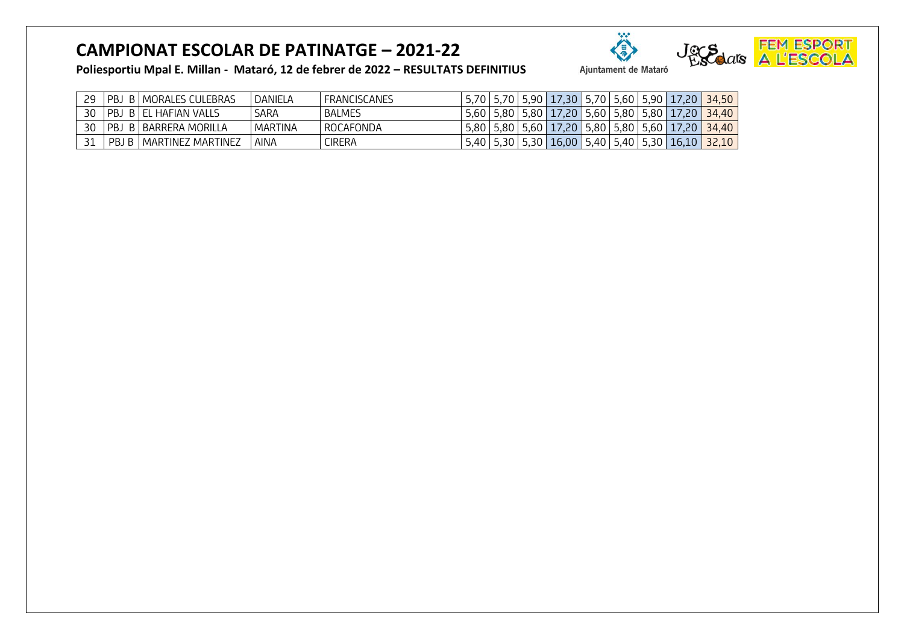# CAMPIONAT ESCOLAR DE PATINATGE – 2021-22

**Poliesportiu Mpal E. Millan - Mataró, 12 de febrer de 2022 – RESULTATS DEFINITIUS**

Ajuntament de Mataró

| | | | | | | | | | | | | | |
|---|---|---|---|---|---|---|---|---|---|---|---|---|---|
| 29 | PBJ B | MORALES CULEBRAS | DANIELA | FRANCISCANES | 5,70 | 5,70 | 5,90 | 17,30 | 5,70 | 5,60 | 5,90 | 17,20 | 34,50 |
| 30 | PBJ B | EL HAFIAN VALLS | SARA | BALMES | 5,60 | 5,80 | 5,80 | 17,20 | 5,60 | 5,80 | 5,80 | 17,20 | 34,40 |
| 30 | PBJ B | BARRERA MORILLA | MARTINA | ROCAFONDA | 5,80 | 5,80 | 5,60 | 17,20 | 5,80 | 5,80 | 5,60 | 17,20 | 34,40 |
| 31 | PBJ B | MARTINEZ MARTINEZ | AINA | CIRERA | 5,40 | 5,30 | 5,30 | 16,00 | 5,40 | 5,40 | 5,30 | 16,10 | 32,10 |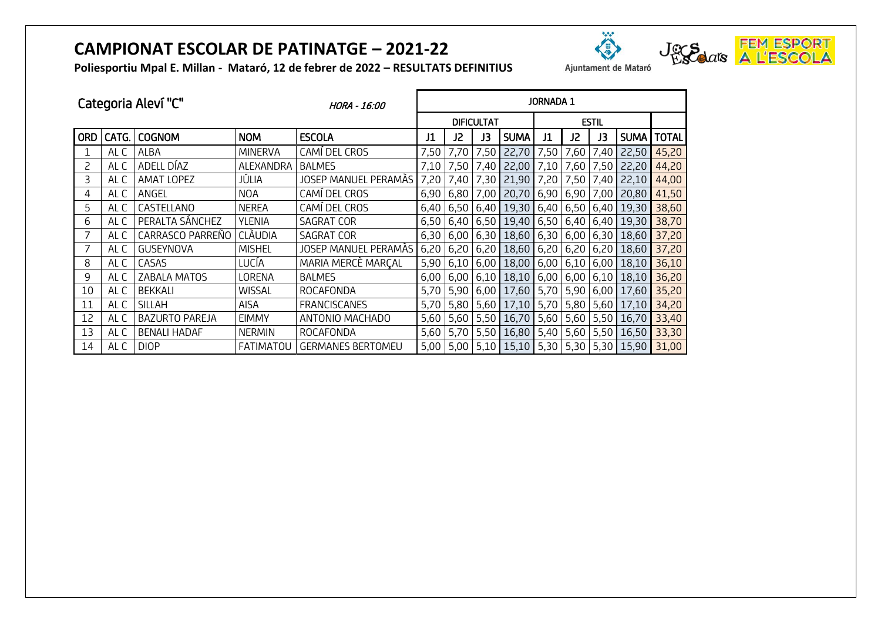# CAMPIONAT ESCOLAR DE PATINATGE – 2021-22

**Poliesportiu Mpal E. Millan - Mataró, 12 de febrer de 2022 – RESULTATS DEFINITIUS**

Ajuntament de Mataró

FEM ESPORT A L'ESCOLA

| Categoria Aleví "C" | | | | *HORA - 16:00* | JORNADA 1 | | | | | | | | |
|---|---|---|---|---|---|---|---|---|---|---|---|---|---|
| | | | | | DIFICULTAT | | | | ESTIL | | | | |
| ORD | CATG. | COGNOM | NOM | ESCOLA | J1 | J2 | J3 | SUMA | J1 | J2 | J3 | SUMA | TOTAL |
| 1 | AL C | ALBA | MINERVA | CAMÍ DEL CROS | 7,50 | 7,70 | 7,50 | 22,70 | 7,50 | 7,60 | 7,40 | 22,50 | 45,20 |
| 2 | AL C | ADELL DÍAZ | ALEXANDRA | BALMES | 7,10 | 7,50 | 7,40 | 22,00 | 7,10 | 7,60 | 7,50 | 22,20 | 44,20 |
| 3 | AL C | AMAT LOPEZ | JÚLIA | JOSEP MANUEL PERAMÀS | 7,20 | 7,40 | 7,30 | 21,90 | 7,20 | 7,50 | 7,40 | 22,10 | 44,00 |
| 4 | AL C | ANGEL | NOA | CAMÍ DEL CROS | 6,90 | 6,80 | 7,00 | 20,70 | 6,90 | 6,90 | 7,00 | 20,80 | 41,50 |
| 5 | AL C | CASTELLANO | NEREA | CAMÍ DEL CROS | 6,40 | 6,50 | 6,40 | 19,30 | 6,40 | 6,50 | 6,40 | 19,30 | 38,60 |
| 6 | AL C | PERALTA SÁNCHEZ | YLENIA | SAGRAT COR | 6,50 | 6,40 | 6,50 | 19,40 | 6,50 | 6,40 | 6,40 | 19,30 | 38,70 |
| 7 | AL C | CARRASCO PARREÑO | CLÀUDIA | SAGRAT COR | 6,30 | 6,00 | 6,30 | 18,60 | 6,30 | 6,00 | 6,30 | 18,60 | 37,20 |
| 7 | AL C | GUSEYNOVA | MISHEL | JOSEP MANUEL PERAMÀS | 6,20 | 6,20 | 6,20 | 18,60 | 6,20 | 6,20 | 6,20 | 18,60 | 37,20 |
| 8 | AL C | CASAS | LUCÍA | MARIA MERCÈ MARÇAL | 5,90 | 6,10 | 6,00 | 18,00 | 6,00 | 6,10 | 6,00 | 18,10 | 36,10 |
| 9 | AL C | ZABALA MATOS | LORENA | BALMES | 6,00 | 6,00 | 6,10 | 18,10 | 6,00 | 6,00 | 6,10 | 18,10 | 36,20 |
| 10 | AL C | BEKKALI | WISSAL | ROCAFONDA | 5,70 | 5,90 | 6,00 | 17,60 | 5,70 | 5,90 | 6,00 | 17,60 | 35,20 |
| 11 | AL C | SILLAH | AISA | FRANCISCANES | 5,70 | 5,80 | 5,60 | 17,10 | 5,70 | 5,80 | 5,60 | 17,10 | 34,20 |
| 12 | AL C | BAZURTO PAREJA | EIMMY | ANTONIO MACHADO | 5,60 | 5,60 | 5,50 | 16,70 | 5,60 | 5,60 | 5,50 | 16,70 | 33,40 |
| 13 | AL C | BENALI HADAF | NERMIN | ROCAFONDA | 5,60 | 5,70 | 5,50 | 16,80 | 5,40 | 5,60 | 5,50 | 16,50 | 33,30 |
| 14 | AL C | DIOP | FATIMATOU | GERMANES BERTOMEU | 5,00 | 5,00 | 5,10 | 15,10 | 5,30 | 5,30 | 5,30 | 15,90 | 31,00 |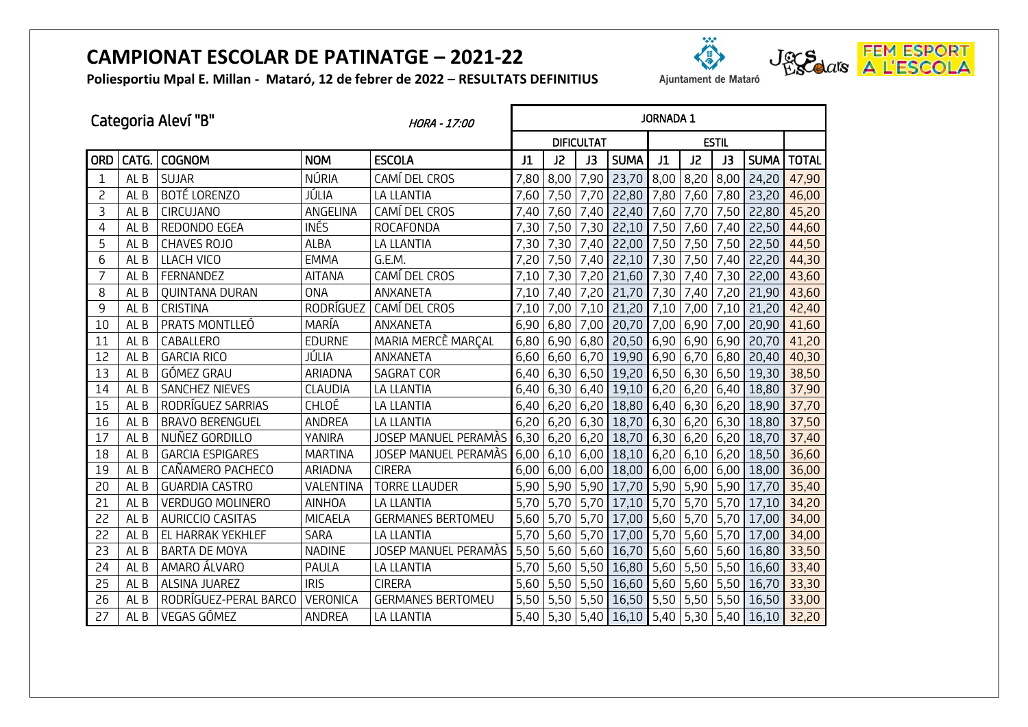# CAMPIONAT ESCOLAR DE PATINATGE – 2021-22

**Poliesportiu Mpal E. Millan - Mataró, 12 de febrer de 2022 – RESULTATS DEFINITIUS**

Ajuntament de Mataró

Jocs Escolars

FEM ESPORT A L'ESCOLA

## Categoria Aleví "B"

*HORA - 17:00*

| | | | | | JORNADA 1 | | | | | | | | |
|---|---|---|---|---|---|---|---|---|---|---|---|---|---|
| | | | | | DIFICULTAT | | | | ESTIL | | | | |
| ORD | CATG. | COGNOM | NOM | ESCOLA | J1 | J2 | J3 | SUMA | J1 | J2 | J3 | SUMA | TOTAL |
| 1 | AL B | SUJAR | NÚRIA | CAMÍ DEL CROS | 7,80 | 8,00 | 7,90 | 23,70 | 8,00 | 8,20 | 8,00 | 24,20 | 47,90 |
| 2 | AL B | BOTÉ LORENZO | JÚLIA | LA LLANTIA | 7,60 | 7,50 | 7,70 | 22,80 | 7,80 | 7,60 | 7,80 | 23,20 | 46,00 |
| 3 | AL B | CIRCUJANO | ANGELINA | CAMÍ DEL CROS | 7,40 | 7,60 | 7,40 | 22,40 | 7,60 | 7,70 | 7,50 | 22,80 | 45,20 |
| 4 | AL B | REDONDO EGEA | INÉS | ROCAFONDA | 7,30 | 7,50 | 7,30 | 22,10 | 7,50 | 7,60 | 7,40 | 22,50 | 44,60 |
| 5 | AL B | CHAVES ROJO | ALBA | LA LLANTIA | 7,30 | 7,30 | 7,40 | 22,00 | 7,50 | 7,50 | 7,50 | 22,50 | 44,50 |
| 6 | AL B | LLACH VICO | EMMA | G.E.M. | 7,20 | 7,50 | 7,40 | 22,10 | 7,30 | 7,50 | 7,40 | 22,20 | 44,30 |
| 7 | AL B | FERNANDEZ | AITANA | CAMÍ DEL CROS | 7,10 | 7,30 | 7,20 | 21,60 | 7,30 | 7,40 | 7,30 | 22,00 | 43,60 |
| 8 | AL B | QUINTANA DURAN | ONA | ANXANETA | 7,10 | 7,40 | 7,20 | 21,70 | 7,30 | 7,40 | 7,20 | 21,90 | 43,60 |
| 9 | AL B | CRISTINA | RODRÍGUEZ | CAMÍ DEL CROS | 7,10 | 7,00 | 7,10 | 21,20 | 7,10 | 7,00 | 7,10 | 21,20 | 42,40 |
| 10 | AL B | PRATS MONTLLEÓ | MARÍA | ANXANETA | 6,90 | 6,80 | 7,00 | 20,70 | 7,00 | 6,90 | 7,00 | 20,90 | 41,60 |
| 11 | AL B | CABALLERO | EDURNE | MARIA MERCÈ MARÇAL | 6,80 | 6,90 | 6,80 | 20,50 | 6,90 | 6,90 | 6,90 | 20,70 | 41,20 |
| 12 | AL B | GARCIA RICO | JÚLIA | ANXANETA | 6,60 | 6,60 | 6,70 | 19,90 | 6,90 | 6,70 | 6,80 | 20,40 | 40,30 |
| 13 | AL B | GÓMEZ GRAU | ARIADNA | SAGRAT COR | 6,40 | 6,30 | 6,50 | 19,20 | 6,50 | 6,30 | 6,50 | 19,30 | 38,50 |
| 14 | AL B | SANCHEZ NIEVES | CLAUDIA | LA LLANTIA | 6,40 | 6,30 | 6,40 | 19,10 | 6,20 | 6,20 | 6,40 | 18,80 | 37,90 |
| 15 | AL B | RODRÍGUEZ SARRIAS | CHLOÉ | LA LLANTIA | 6,40 | 6,20 | 6,20 | 18,80 | 6,40 | 6,30 | 6,20 | 18,90 | 37,70 |
| 16 | AL B | BRAVO BERENGUEL | ANDREA | LA LLANTIA | 6,20 | 6,20 | 6,30 | 18,70 | 6,30 | 6,20 | 6,30 | 18,80 | 37,50 |
| 17 | AL B | NUÑEZ GORDILLO | YANIRA | JOSEP MANUEL PERAMÀS | 6,30 | 6,20 | 6,20 | 18,70 | 6,30 | 6,20 | 6,20 | 18,70 | 37,40 |
| 18 | AL B | GARCIA ESPIGARES | MARTINA | JOSEP MANUEL PERAMÀS | 6,00 | 6,10 | 6,00 | 18,10 | 6,20 | 6,10 | 6,20 | 18,50 | 36,60 |
| 19 | AL B | CAÑAMERO PACHECO | ARIADNA | CIRERA | 6,00 | 6,00 | 6,00 | 18,00 | 6,00 | 6,00 | 6,00 | 18,00 | 36,00 |
| 20 | AL B | GUARDIA CASTRO | VALENTINA | TORRE LLAUDER | 5,90 | 5,90 | 5,90 | 17,70 | 5,90 | 5,90 | 5,90 | 17,70 | 35,40 |
| 21 | AL B | VERDUGO MOLINERO | AINHOA | LA LLANTIA | 5,70 | 5,70 | 5,70 | 17,10 | 5,70 | 5,70 | 5,70 | 17,10 | 34,20 |
| 22 | AL B | AURICCIO CASITAS | MICAELA | GERMANES BERTOMEU | 5,60 | 5,70 | 5,70 | 17,00 | 5,60 | 5,70 | 5,70 | 17,00 | 34,00 |
| 22 | AL B | EL HARRAK YEKHLEF | SARA | LA LLANTIA | 5,70 | 5,60 | 5,70 | 17,00 | 5,70 | 5,60 | 5,70 | 17,00 | 34,00 |
| 23 | AL B | BARTA DE MOYA | NADINE | JOSEP MANUEL PERAMÀS | 5,50 | 5,60 | 5,60 | 16,70 | 5,60 | 5,60 | 5,60 | 16,80 | 33,50 |
| 24 | AL B | AMARO ÁLVARO | PAULA | LA LLANTIA | 5,70 | 5,60 | 5,50 | 16,80 | 5,60 | 5,50 | 5,50 | 16,60 | 33,40 |
| 25 | AL B | ALSINA JUAREZ | IRIS | CIRERA | 5,60 | 5,50 | 5,50 | 16,60 | 5,60 | 5,60 | 5,50 | 16,70 | 33,30 |
| 26 | AL B | RODRÍGUEZ-PERAL BARCO | VERONICA | GERMANES BERTOMEU | 5,50 | 5,50 | 5,50 | 16,50 | 5,50 | 5,50 | 5,50 | 16,50 | 33,00 |
| 27 | AL B | VEGAS GÓMEZ | ANDREA | LA LLANTIA | 5,40 | 5,30 | 5,40 | 16,10 | 5,40 | 5,30 | 5,40 | 16,10 | 32,20 |